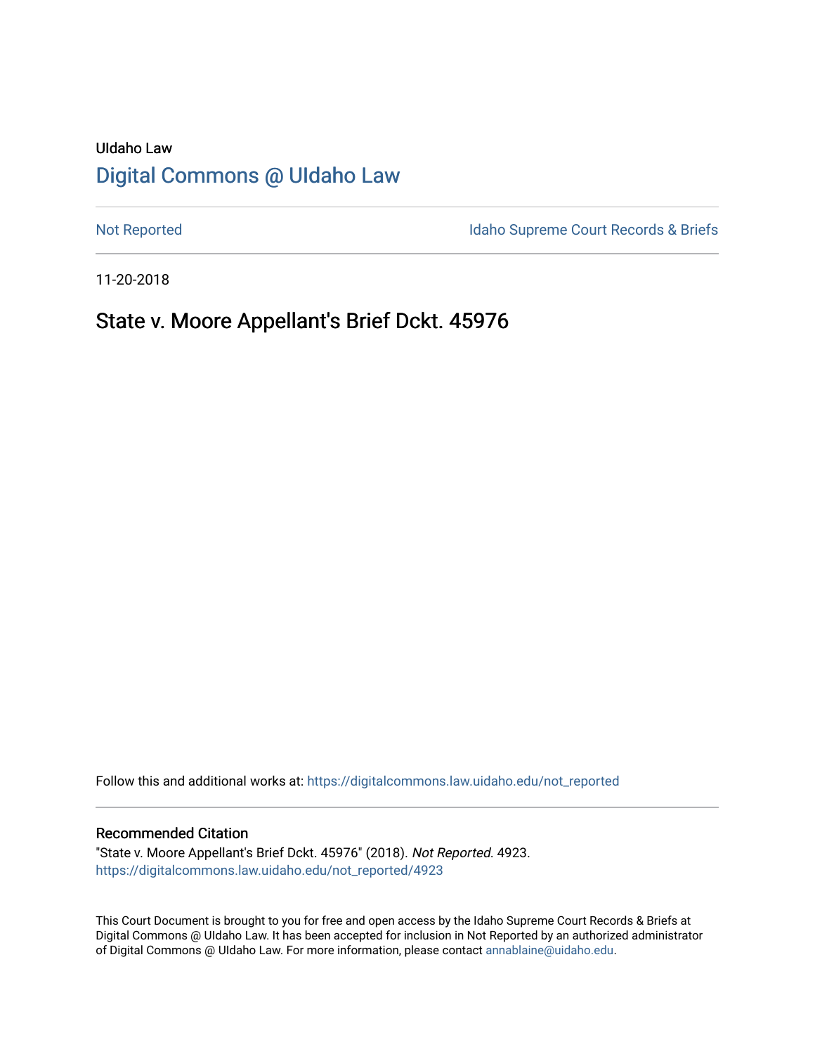UIdaho Law

# Digital Commons @ UIdaho Law

Not Reported

Idaho Supreme Court Records & Briefs

11-20-2018

## State v. Moore Appellant's Brief Dckt. 45976

Follow this and additional works at: https://digitalcommons.law.uidaho.edu/not_reported

### Recommended Citation

"State v. Moore Appellant's Brief Dckt. 45976" (2018). *Not Reported*. 4923.
https://digitalcommons.law.uidaho.edu/not_reported/4923

This Court Document is brought to you for free and open access by the Idaho Supreme Court Records & Briefs at Digital Commons @ UIdaho Law. It has been accepted for inclusion in Not Reported by an authorized administrator of Digital Commons @ UIdaho Law. For more information, please contact annablaine@uidaho.edu.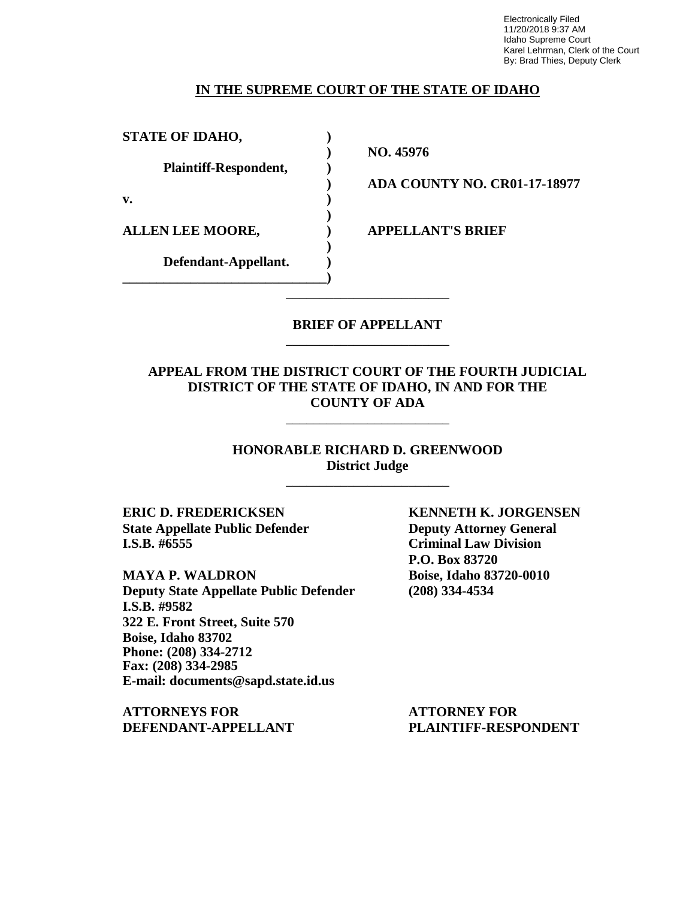Electronically Filed
11/20/2018 9:37 AM
Idaho Supreme Court
Karel Lehrman, Clerk of the Court
By: Brad Thies, Deputy Clerk

# IN THE SUPREME COURT OF THE STATE OF IDAHO

| | | |
|---|---|---|
| **STATE OF IDAHO,** | ) | |
| | ) | **NO. 45976** |
| **Plaintiff-Respondent,** | ) | |
| | ) | **ADA COUNTY NO. CR01-17-18977** |
| **v.** | ) | |
| | ) | |
| **ALLEN LEE MOORE,** | ) | **APPELLANT'S BRIEF** |
| | ) | |
| **Defendant-Appellant.** | ) | |
| _____________________________ | ) | |

---

## BRIEF OF APPELLANT

---

### APPEAL FROM THE DISTRICT COURT OF THE FOURTH JUDICIAL DISTRICT OF THE STATE OF IDAHO, IN AND FOR THE COUNTY OF ADA

---

**HONORABLE RICHARD D. GREENWOOD**
**District Judge**

---

**ERIC D. FREDERICKSEN**
**State Appellate Public Defender**
**I.S.B. #6555**

**MAYA P. WALDRON**
**Deputy State Appellate Public Defender**
**I.S.B. #9582**
**322 E. Front Street, Suite 570**
**Boise, Idaho 83702**
**Phone: (208) 334-2712**
**Fax: (208) 334-2985**
**E-mail: documents@sapd.state.id.us**

**ATTORNEYS FOR DEFENDANT-APPELLANT**

**KENNETH K. JORGENSEN**
**Deputy Attorney General**
**Criminal Law Division**
**P.O. Box 83720**
**Boise, Idaho 83720-0010**
**(208) 334-4534**

**ATTORNEY FOR PLAINTIFF-RESPONDENT**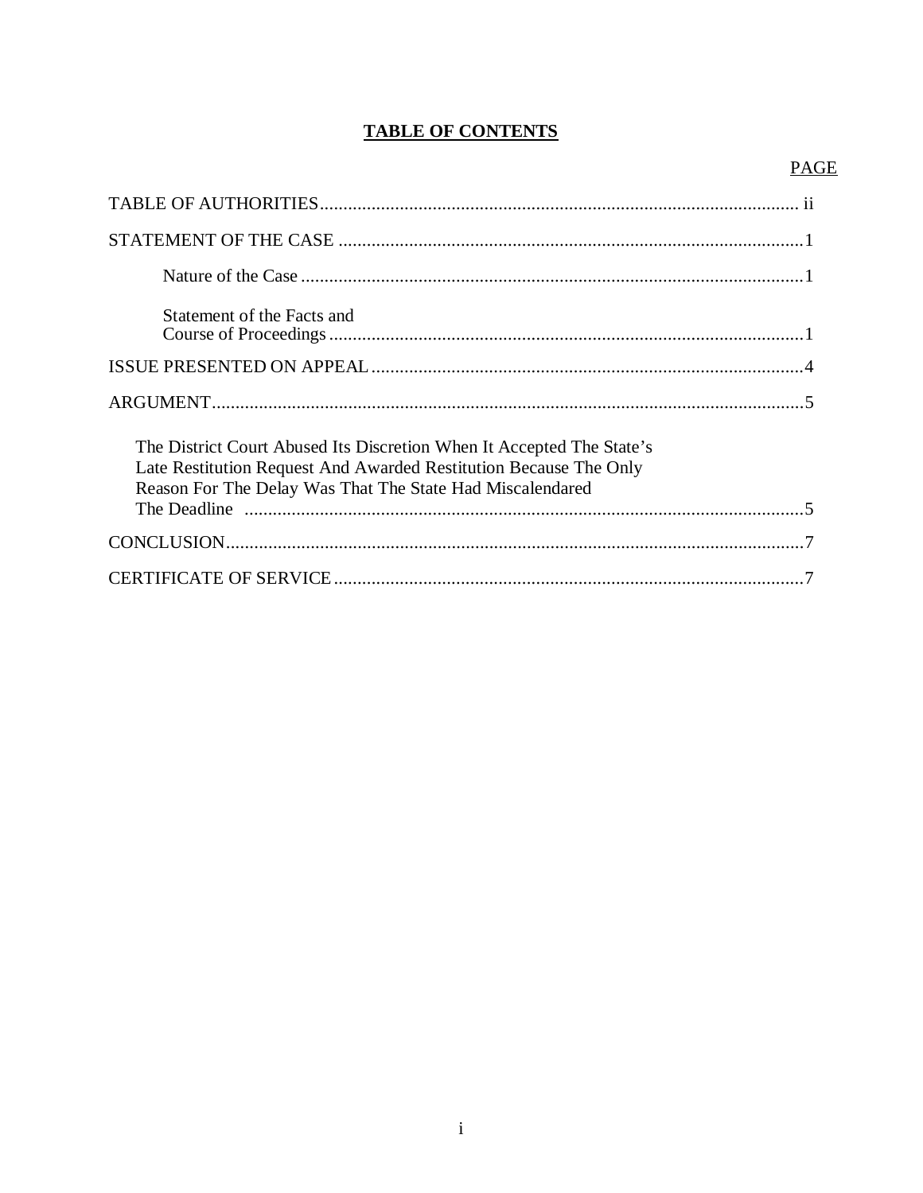# TABLE OF CONTENTS

| | PAGE |
|---|---|
| TABLE OF AUTHORITIES | ii |
| STATEMENT OF THE CASE | 1 |
| Nature of the Case | 1 |
| Statement of the Facts and Course of Proceedings | 1 |
| ISSUE PRESENTED ON APPEAL | 4 |
| ARGUMENT | 5 |
| The District Court Abused Its Discretion When It Accepted The State's Late Restitution Request And Awarded Restitution Because The Only Reason For The Delay Was That The State Had Miscalendared The Deadline | 5 |
| CONCLUSION | 7 |
| CERTIFICATE OF SERVICE | 7 |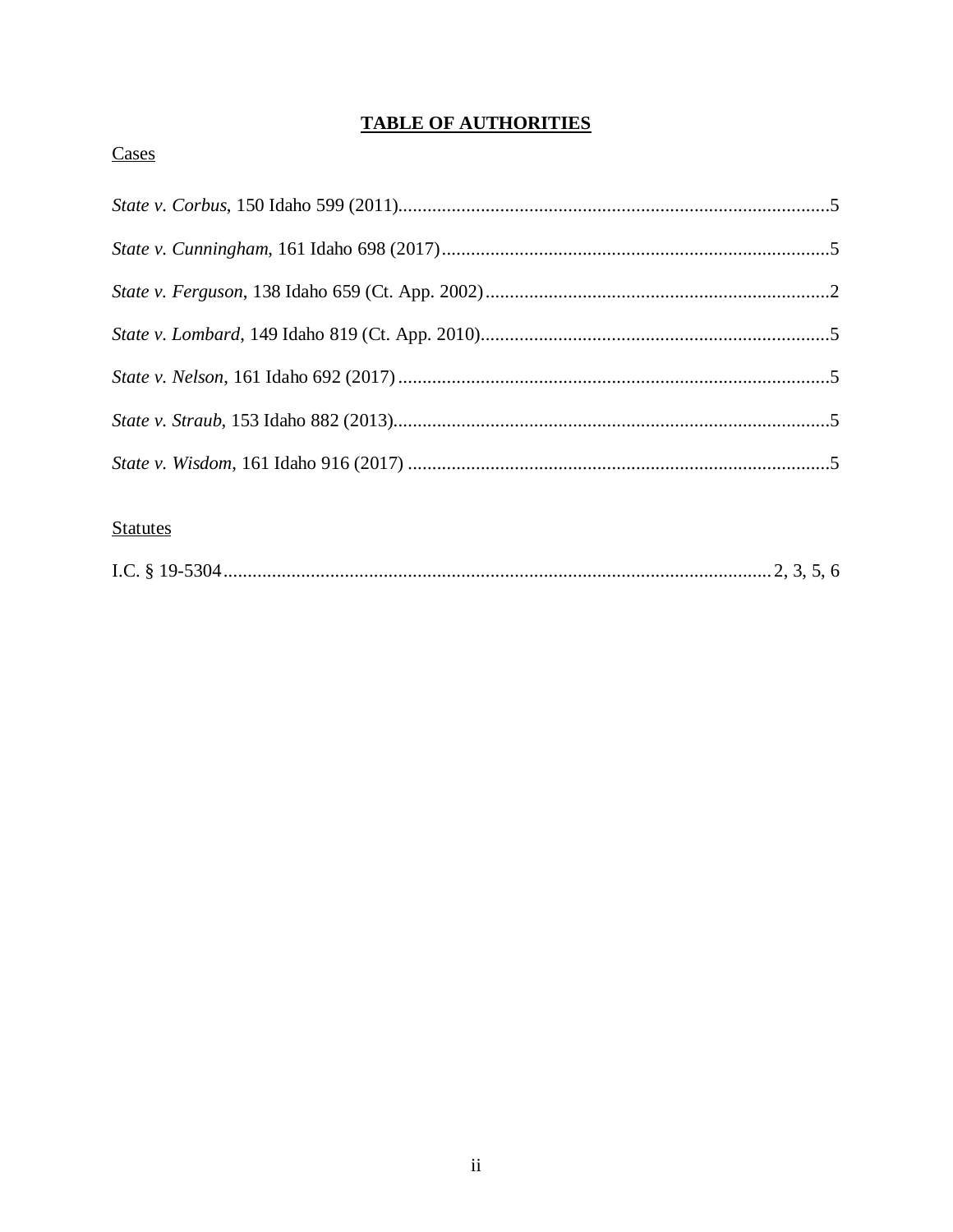# TABLE OF AUTHORITIES

## Cases

*State v. Corbus*, 150 Idaho 599 (2011).........................................................................................5

*State v. Cunningham*, 161 Idaho 698 (2017)................................................................................5

*State v. Ferguson*, 138 Idaho 659 (Ct. App. 2002).......................................................................2

*State v. Lombard*, 149 Idaho 819 (Ct. App. 2010)........................................................................5

*State v. Nelson*, 161 Idaho 692 (2017).........................................................................................5

*State v. Straub*, 153 Idaho 882 (2013)...........................................................................................5

*State v. Wisdom*, 161 Idaho 916 (2017).......................................................................................5

## Statutes

I.C. § 19-5304.................................................................................................................2, 3, 5, 6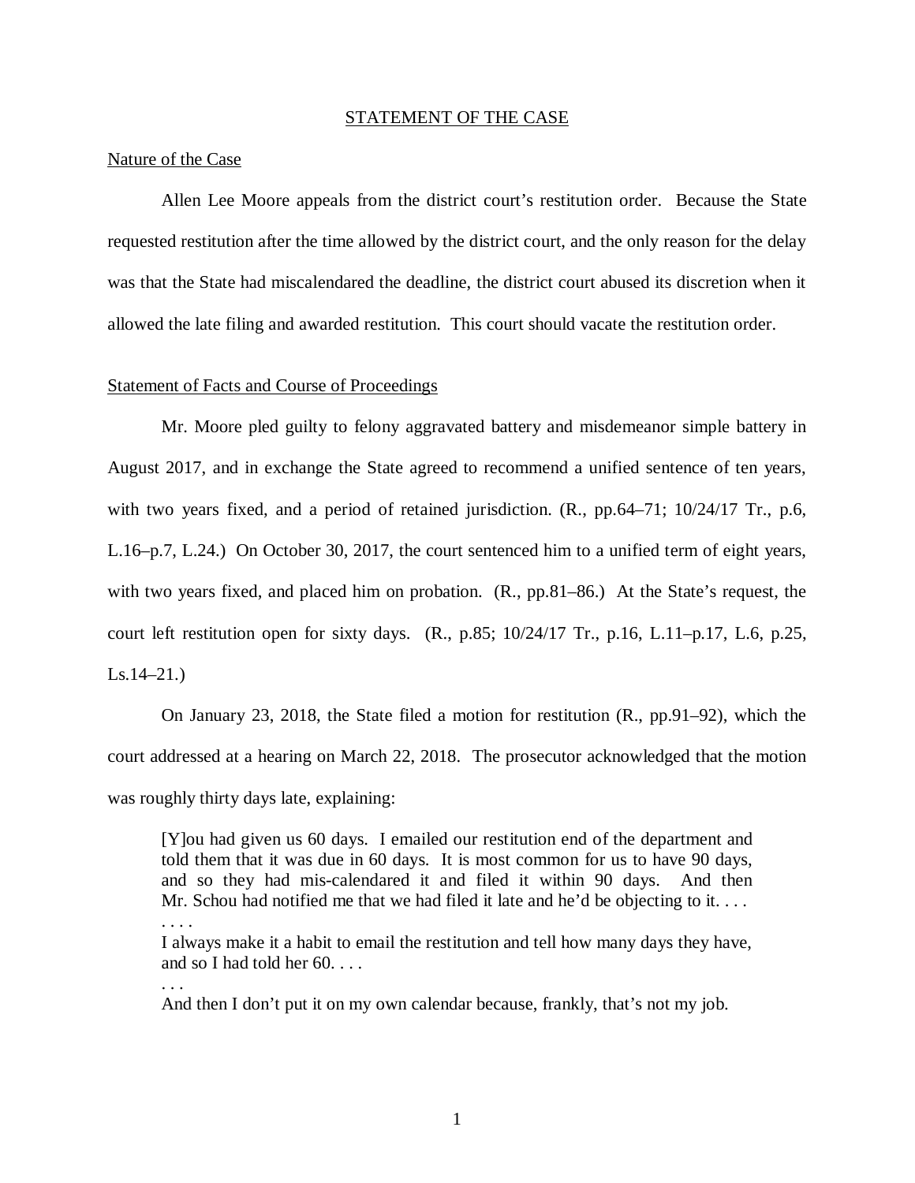## STATEMENT OF THE CASE

### Nature of the Case

Allen Lee Moore appeals from the district court's restitution order. Because the State requested restitution after the time allowed by the district court, and the only reason for the delay was that the State had miscalendared the deadline, the district court abused its discretion when it allowed the late filing and awarded restitution. This court should vacate the restitution order.

### Statement of Facts and Course of Proceedings

Mr. Moore pled guilty to felony aggravated battery and misdemeanor simple battery in August 2017, and in exchange the State agreed to recommend a unified sentence of ten years, with two years fixed, and a period of retained jurisdiction. (R., pp.64–71; 10/24/17 Tr., p.6, L.16–p.7, L.24.) On October 30, 2017, the court sentenced him to a unified term of eight years, with two years fixed, and placed him on probation. (R., pp.81–86.) At the State's request, the court left restitution open for sixty days. (R., p.85; 10/24/17 Tr., p.16, L.11–p.17, L.6, p.25, Ls.14–21.)

On January 23, 2018, the State filed a motion for restitution (R., pp.91–92), which the court addressed at a hearing on March 22, 2018. The prosecutor acknowledged that the motion was roughly thirty days late, explaining:

> [Y]ou had given us 60 days. I emailed our restitution end of the department and told them that it was due in 60 days. It is most common for us to have 90 days, and so they had mis-calendared it and filed it within 90 days. And then Mr. Schou had notified me that we had filed it late and he'd be objecting to it. . . .
> . . . .
> I always make it a habit to email the restitution and tell how many days they have, and so I had told her 60. . . .
> . . .
> And then I don't put it on my own calendar because, frankly, that's not my job.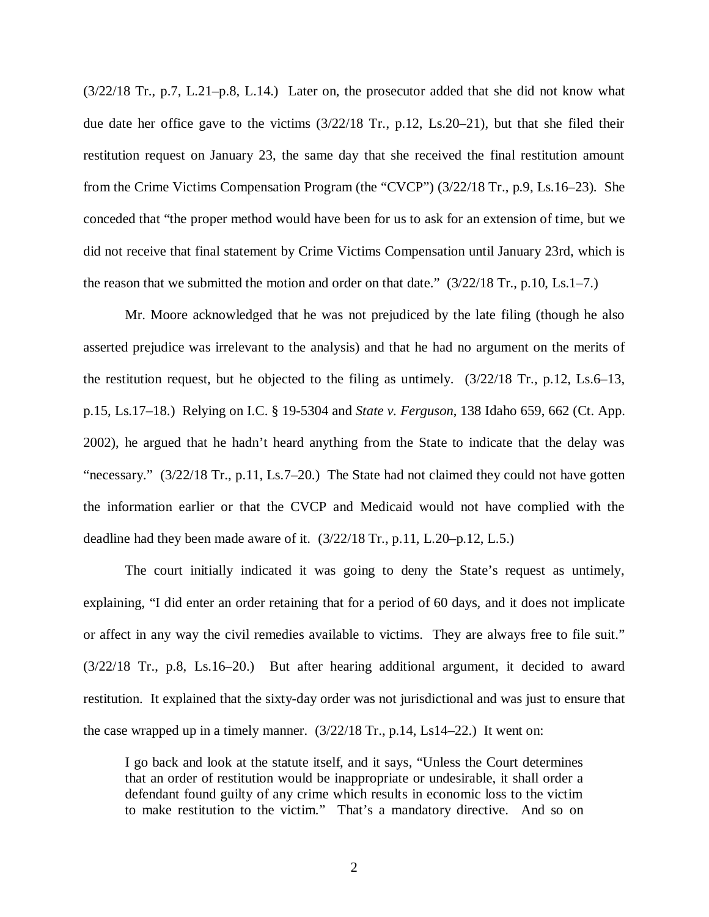(3/22/18 Tr., p.7, L.21–p.8, L.14.) Later on, the prosecutor added that she did not know what due date her office gave to the victims (3/22/18 Tr., p.12, Ls.20–21), but that she filed their restitution request on January 23, the same day that she received the final restitution amount from the Crime Victims Compensation Program (the "CVCP") (3/22/18 Tr., p.9, Ls.16–23). She conceded that "the proper method would have been for us to ask for an extension of time, but we did not receive that final statement by Crime Victims Compensation until January 23rd, which is the reason that we submitted the motion and order on that date." (3/22/18 Tr., p.10, Ls.1–7.)

Mr. Moore acknowledged that he was not prejudiced by the late filing (though he also asserted prejudice was irrelevant to the analysis) and that he had no argument on the merits of the restitution request, but he objected to the filing as untimely. (3/22/18 Tr., p.12, Ls.6–13, p.15, Ls.17–18.) Relying on I.C. § 19-5304 and *State v. Ferguson*, 138 Idaho 659, 662 (Ct. App. 2002), he argued that he hadn't heard anything from the State to indicate that the delay was "necessary." (3/22/18 Tr., p.11, Ls.7–20.) The State had not claimed they could not have gotten the information earlier or that the CVCP and Medicaid would not have complied with the deadline had they been made aware of it. (3/22/18 Tr., p.11, L.20–p.12, L.5.)

The court initially indicated it was going to deny the State's request as untimely, explaining, "I did enter an order retaining that for a period of 60 days, and it does not implicate or affect in any way the civil remedies available to victims. They are always free to file suit." (3/22/18 Tr., p.8, Ls.16–20.) But after hearing additional argument, it decided to award restitution. It explained that the sixty-day order was not jurisdictional and was just to ensure that the case wrapped up in a timely manner. (3/22/18 Tr., p.14, Ls14–22.) It went on:

> I go back and look at the statute itself, and it says, "Unless the Court determines that an order of restitution would be inappropriate or undesirable, it shall order a defendant found guilty of any crime which results in economic loss to the victim to make restitution to the victim." That's a mandatory directive. And so on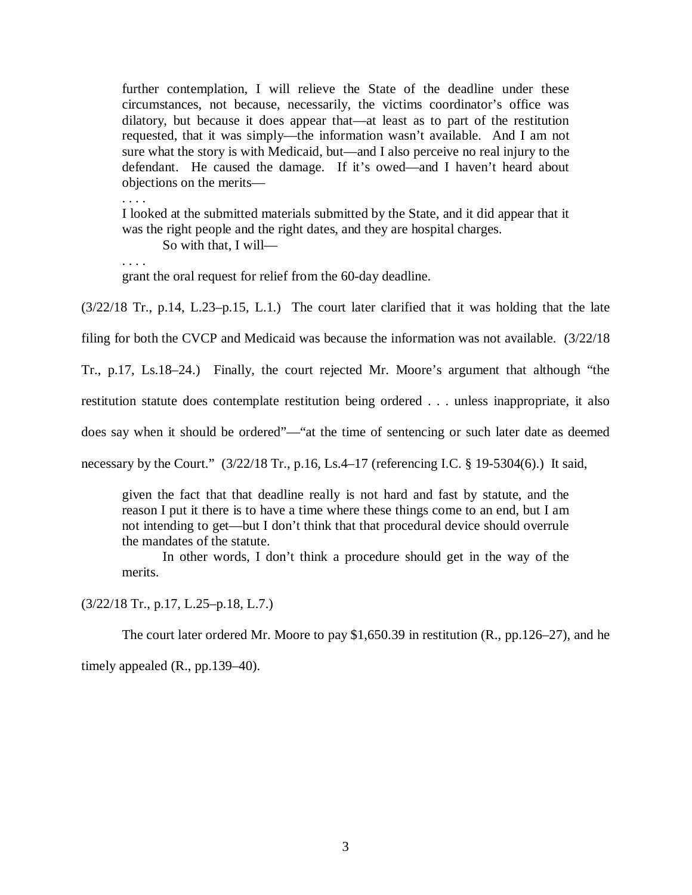> further contemplation, I will relieve the State of the deadline under these circumstances, not because, necessarily, the victims coordinator's office was dilatory, but because it does appear that—at least as to part of the restitution requested, that it was simply—the information wasn't available. And I am not sure what the story is with Medicaid, but—and I also perceive no real injury to the defendant. He caused the damage. If it's owed—and I haven't heard about objections on the merits—
>
> . . . .
>
> I looked at the submitted materials submitted by the State, and it did appear that it was the right people and the right dates, and they are hospital charges.
>
> So with that, I will—
>
> . . . .
>
> grant the oral request for relief from the 60-day deadline.

(3/22/18 Tr., p.14, L.23–p.15, L.1.) The court later clarified that it was holding that the late filing for both the CVCP and Medicaid was because the information was not available. (3/22/18 Tr., p.17, Ls.18–24.) Finally, the court rejected Mr. Moore's argument that although "the restitution statute does contemplate restitution being ordered . . . unless inappropriate, it also does say when it should be ordered"—"at the time of sentencing or such later date as deemed necessary by the Court." (3/22/18 Tr., p.16, Ls.4–17 (referencing I.C. § 19-5304(6).) It said,

> given the fact that that deadline really is not hard and fast by statute, and the reason I put it there is to have a time where these things come to an end, but I am not intending to get—but I don't think that that procedural device should overrule the mandates of the statute.
>
> In other words, I don't think a procedure should get in the way of the merits.

(3/22/18 Tr., p.17, L.25–p.18, L.7.)

The court later ordered Mr. Moore to pay $1,650.39 in restitution (R., pp.126–27), and he timely appealed (R., pp.139–40).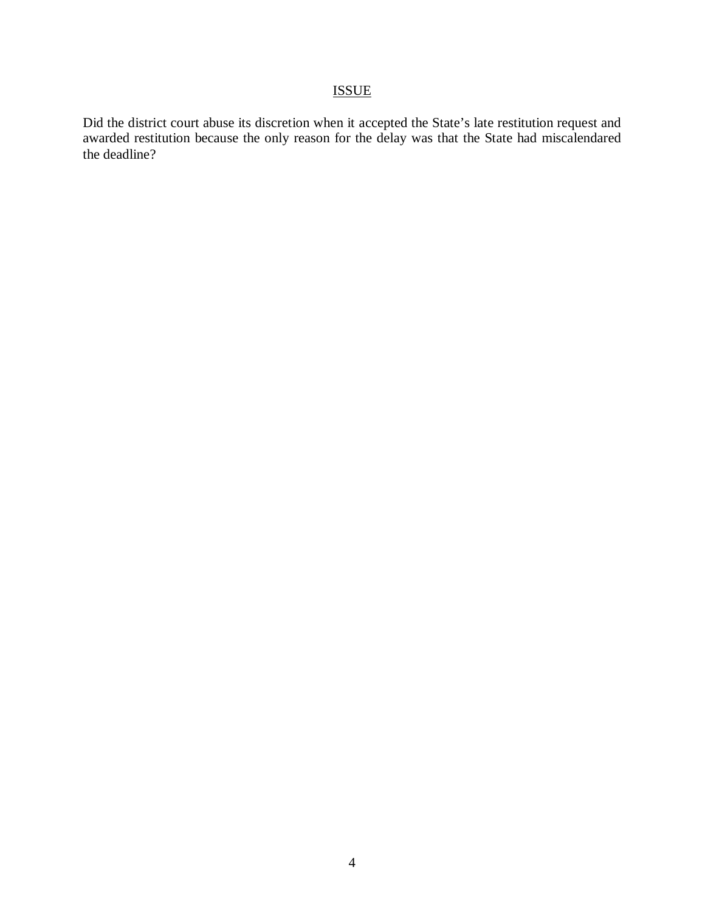## ISSUE

Did the district court abuse its discretion when it accepted the State's late restitution request and awarded restitution because the only reason for the delay was that the State had miscalendared the deadline?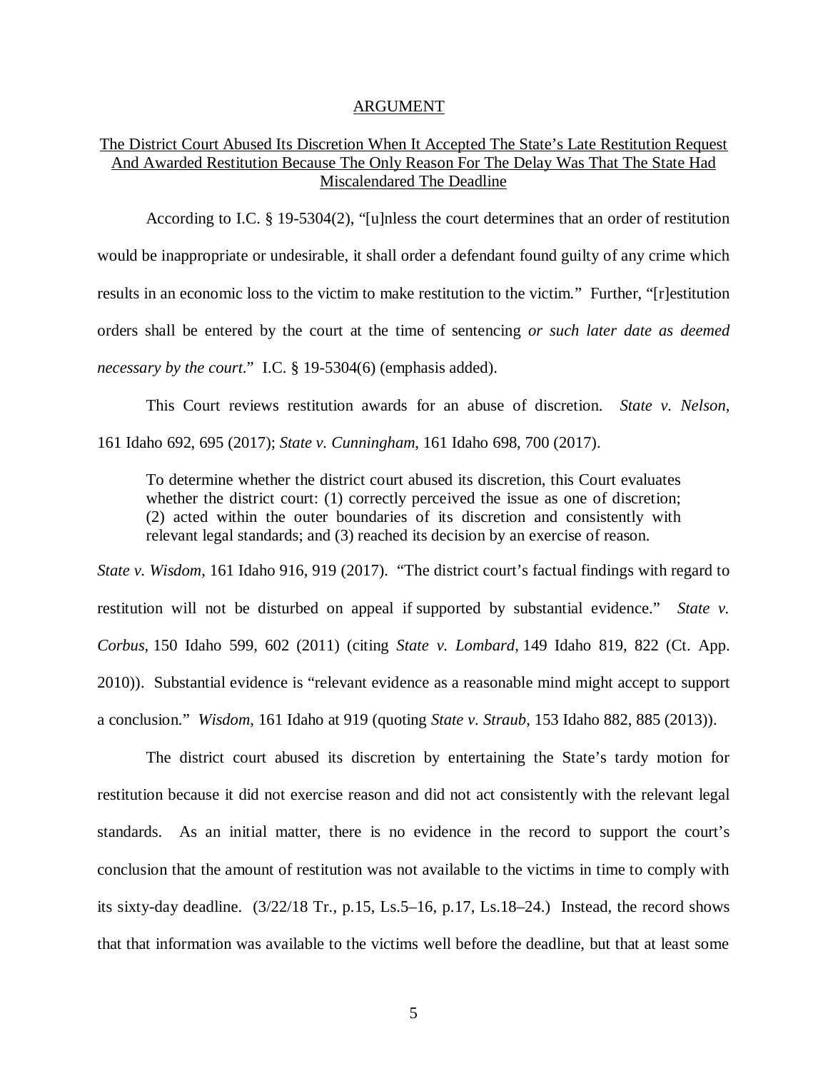## ARGUMENT

### The District Court Abused Its Discretion When It Accepted The State's Late Restitution Request And Awarded Restitution Because The Only Reason For The Delay Was That The State Had Miscalendared The Deadline

According to I.C. § 19-5304(2), "[u]nless the court determines that an order of restitution would be inappropriate or undesirable, it shall order a defendant found guilty of any crime which results in an economic loss to the victim to make restitution to the victim." Further, "[r]estitution orders shall be entered by the court at the time of sentencing *or such later date as deemed necessary by the court*." I.C. § 19-5304(6) (emphasis added).

This Court reviews restitution awards for an abuse of discretion. *State v. Nelson*, 161 Idaho 692, 695 (2017); *State v. Cunningham*, 161 Idaho 698, 700 (2017).

> To determine whether the district court abused its discretion, this Court evaluates whether the district court: (1) correctly perceived the issue as one of discretion; (2) acted within the outer boundaries of its discretion and consistently with relevant legal standards; and (3) reached its decision by an exercise of reason.

*State v. Wisdom*, 161 Idaho 916, 919 (2017). "The district court's factual findings with regard to restitution will not be disturbed on appeal if supported by substantial evidence." *State v. Corbus*, 150 Idaho 599, 602 (2011) (citing *State v. Lombard*, 149 Idaho 819, 822 (Ct. App. 2010)). Substantial evidence is "relevant evidence as a reasonable mind might accept to support a conclusion." *Wisdom*, 161 Idaho at 919 (quoting *State v. Straub*, 153 Idaho 882, 885 (2013)).

The district court abused its discretion by entertaining the State's tardy motion for restitution because it did not exercise reason and did not act consistently with the relevant legal standards. As an initial matter, there is no evidence in the record to support the court's conclusion that the amount of restitution was not available to the victims in time to comply with its sixty-day deadline. (3/22/18 Tr., p.15, Ls.5–16, p.17, Ls.18–24.) Instead, the record shows that that information was available to the victims well before the deadline, but that at least some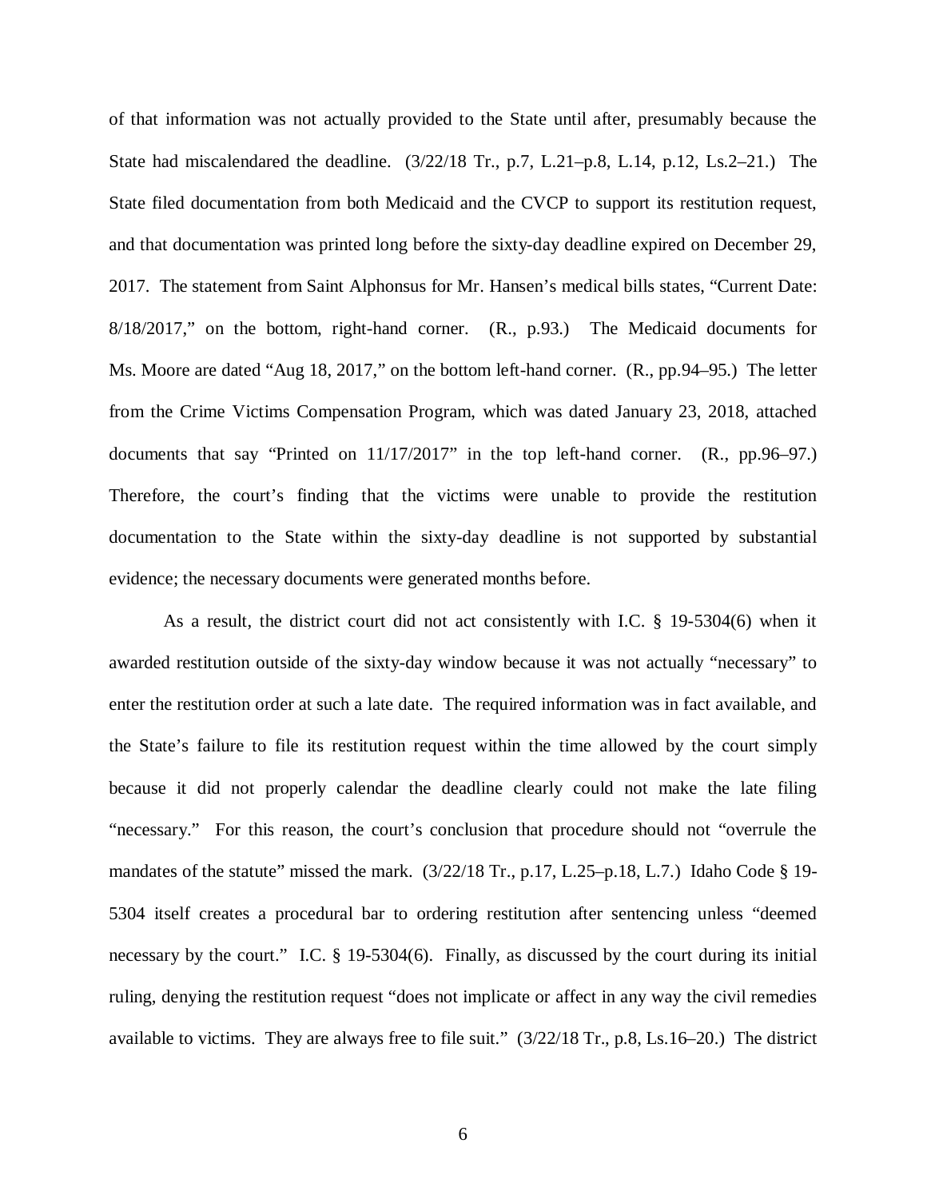of that information was not actually provided to the State until after, presumably because the State had miscalendared the deadline. (3/22/18 Tr., p.7, L.21–p.8, L.14, p.12, Ls.2–21.) The State filed documentation from both Medicaid and the CVCP to support its restitution request, and that documentation was printed long before the sixty-day deadline expired on December 29, 2017. The statement from Saint Alphonsus for Mr. Hansen's medical bills states, "Current Date: 8/18/2017," on the bottom, right-hand corner. (R., p.93.) The Medicaid documents for Ms. Moore are dated "Aug 18, 2017," on the bottom left-hand corner. (R., pp.94–95.) The letter from the Crime Victims Compensation Program, which was dated January 23, 2018, attached documents that say "Printed on 11/17/2017" in the top left-hand corner. (R., pp.96–97.) Therefore, the court's finding that the victims were unable to provide the restitution documentation to the State within the sixty-day deadline is not supported by substantial evidence; the necessary documents were generated months before.

As a result, the district court did not act consistently with I.C. § 19-5304(6) when it awarded restitution outside of the sixty-day window because it was not actually "necessary" to enter the restitution order at such a late date. The required information was in fact available, and the State's failure to file its restitution request within the time allowed by the court simply because it did not properly calendar the deadline clearly could not make the late filing "necessary." For this reason, the court's conclusion that procedure should not "overrule the mandates of the statute" missed the mark. (3/22/18 Tr., p.17, L.25–p.18, L.7.) Idaho Code § 19-5304 itself creates a procedural bar to ordering restitution after sentencing unless "deemed necessary by the court." I.C. § 19-5304(6). Finally, as discussed by the court during its initial ruling, denying the restitution request "does not implicate or affect in any way the civil remedies available to victims. They are always free to file suit." (3/22/18 Tr., p.8, Ls.16–20.) The district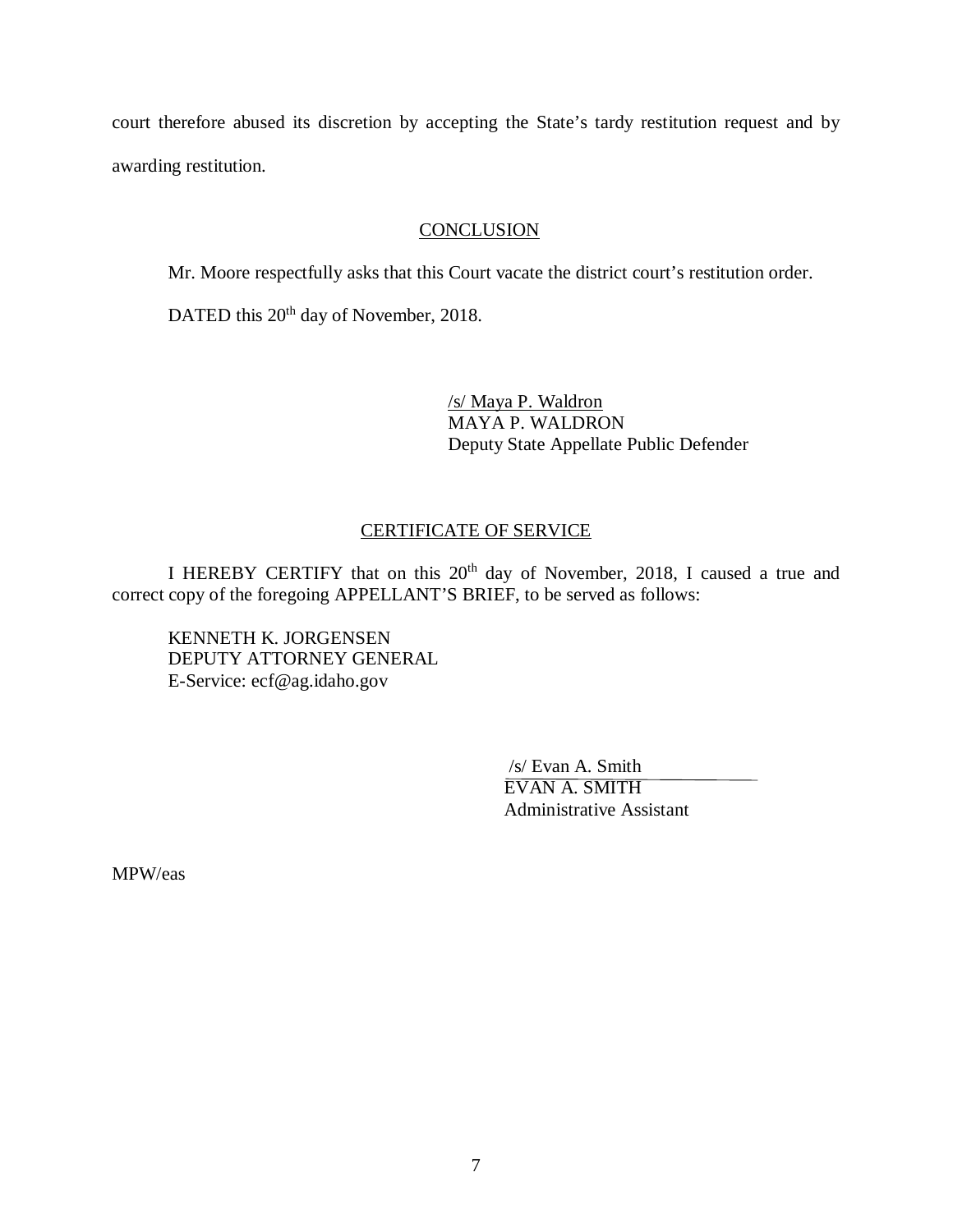court therefore abused its discretion by accepting the State's tardy restitution request and by awarding restitution.

## CONCLUSION

Mr. Moore respectfully asks that this Court vacate the district court's restitution order.

DATED this 20th day of November, 2018.

/s/ Maya P. Waldron
MAYA P. WALDRON
Deputy State Appellate Public Defender

## CERTIFICATE OF SERVICE

I HEREBY CERTIFY that on this 20th day of November, 2018, I caused a true and correct copy of the foregoing APPELLANT'S BRIEF, to be served as follows:

KENNETH K. JORGENSEN
DEPUTY ATTORNEY GENERAL
E-Service: ecf@ag.idaho.gov

/s/ Evan A. Smith
EVAN A. SMITH
Administrative Assistant

MPW/eas